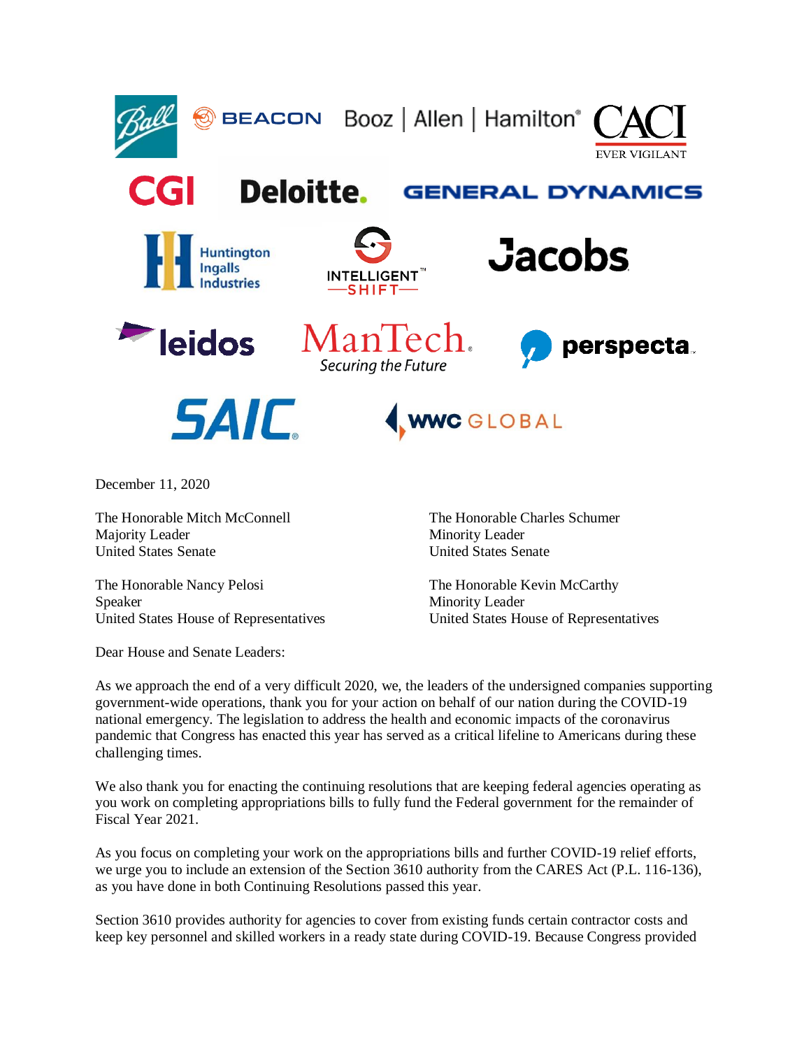Ball | BEACON | Booz | Allen | Hamilton | CACI EVER VIGILANT

CGI | Deloitte. | GENERAL DYNAMICS

Huntington Ingalls Industries | INTELLIGENT SHIFT | Jacobs

leidos | ManTech Securing the Future | perspecta

SAIC | WWC GLOBAL

December 11, 2020

The Honorable Mitch McConnell
Majority Leader
United States Senate

The Honorable Charles Schumer
Minority Leader
United States Senate

The Honorable Nancy Pelosi
Speaker
United States House of Representatives

The Honorable Kevin McCarthy
Minority Leader
United States House of Representatives

Dear House and Senate Leaders:

As we approach the end of a very difficult 2020, we, the leaders of the undersigned companies supporting government-wide operations, thank you for your action on behalf of our nation during the COVID-19 national emergency. The legislation to address the health and economic impacts of the coronavirus pandemic that Congress has enacted this year has served as a critical lifeline to Americans during these challenging times.

We also thank you for enacting the continuing resolutions that are keeping federal agencies operating as you work on completing appropriations bills to fully fund the Federal government for the remainder of Fiscal Year 2021.

As you focus on completing your work on the appropriations bills and further COVID-19 relief efforts, we urge you to include an extension of the Section 3610 authority from the CARES Act (P.L. 116-136), as you have done in both Continuing Resolutions passed this year.

Section 3610 provides authority for agencies to cover from existing funds certain contractor costs and keep key personnel and skilled workers in a ready state during COVID-19. Because Congress provided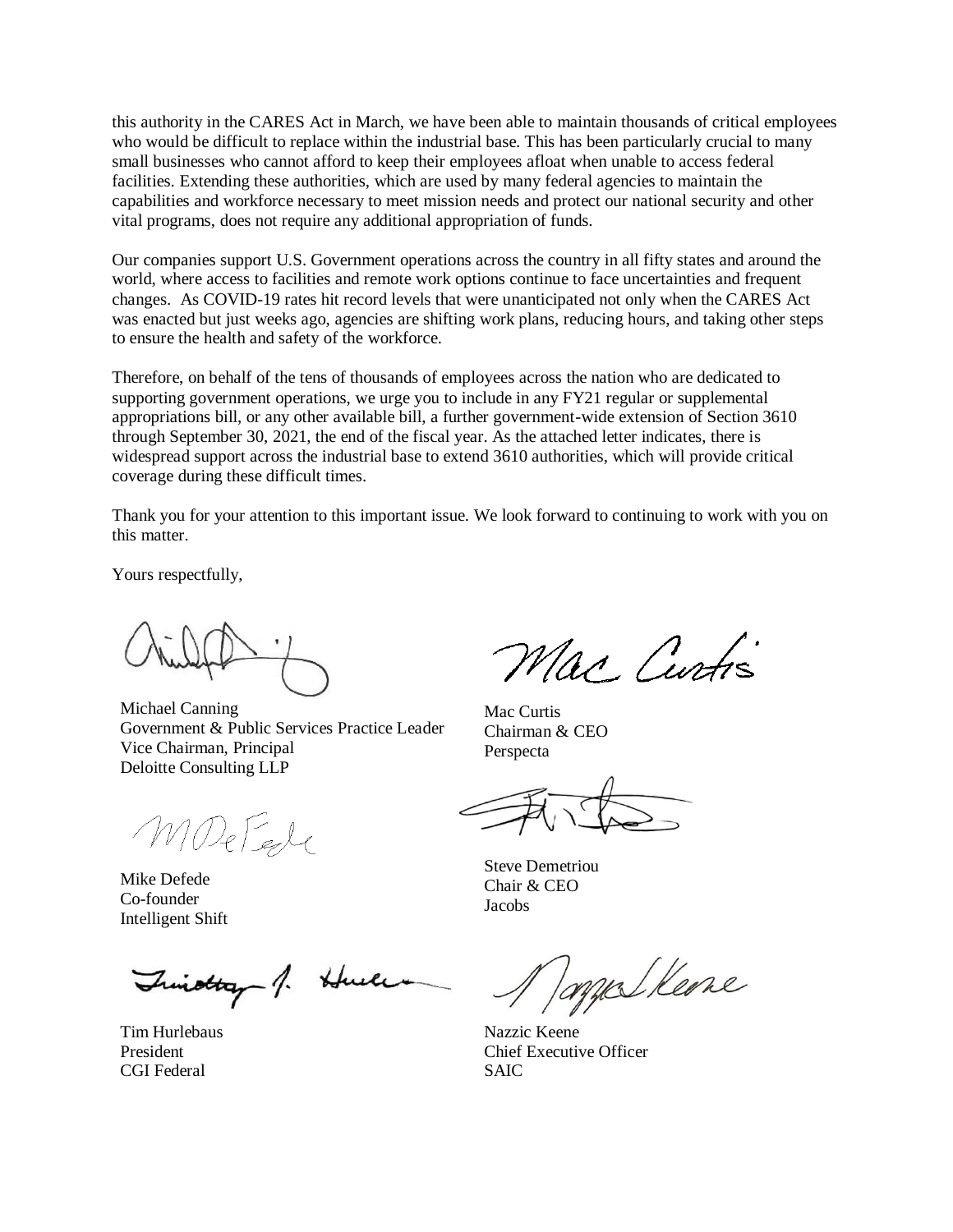this authority in the CARES Act in March, we have been able to maintain thousands of critical employees who would be difficult to replace within the industrial base. This has been particularly crucial to many small businesses who cannot afford to keep their employees afloat when unable to access federal facilities. Extending these authorities, which are used by many federal agencies to maintain the capabilities and workforce necessary to meet mission needs and protect our national security and other vital programs, does not require any additional appropriation of funds.

Our companies support U.S. Government operations across the country in all fifty states and around the world, where access to facilities and remote work options continue to face uncertainties and frequent changes. As COVID-19 rates hit record levels that were unanticipated not only when the CARES Act was enacted but just weeks ago, agencies are shifting work plans, reducing hours, and taking other steps to ensure the health and safety of the workforce.

Therefore, on behalf of the tens of thousands of employees across the nation who are dedicated to supporting government operations, we urge you to include in any FY21 regular or supplemental appropriations bill, or any other available bill, a further government-wide extension of Section 3610 through September 30, 2021, the end of the fiscal year. As the attached letter indicates, there is widespread support across the industrial base to extend 3610 authorities, which will provide critical coverage during these difficult times.

Thank you for your attention to this important issue. We look forward to continuing to work with you on this matter.

Yours respectfully,

Michael Canning
Government & Public Services Practice Leader
Vice Chairman, Principal
Deloitte Consulting LLP

Mac Curtis
Chairman & CEO
Perspecta

Mike Defede
Co-founder
Intelligent Shift

Steve Demetriou
Chair & CEO
Jacobs

Tim Hurlebaus
President
CGI Federal

Nazzic Keene
Chief Executive Officer
SAIC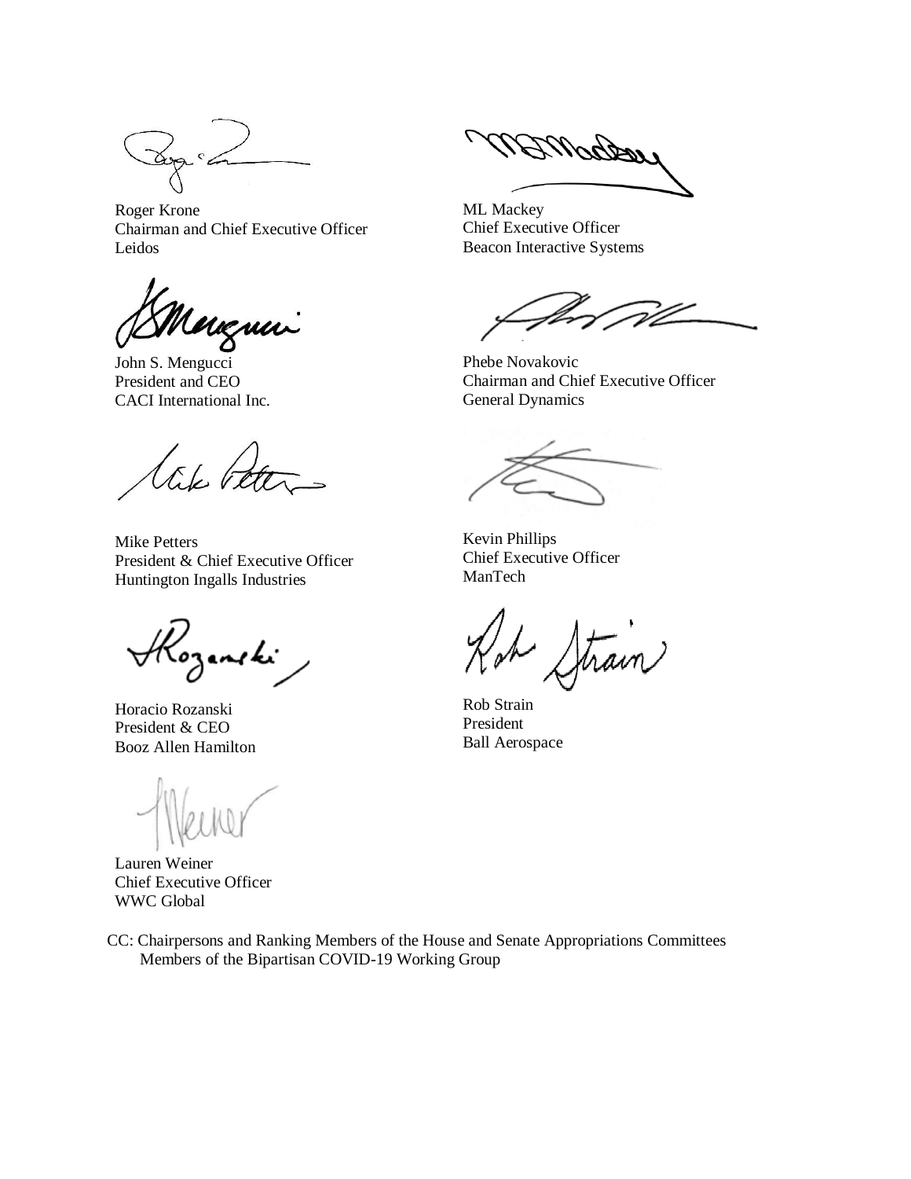Roger Krone
Chairman and Chief Executive Officer
Leidos

ML Mackey
Chief Executive Officer
Beacon Interactive Systems

John S. Mengucci
President and CEO
CACI International Inc.

Phebe Novakovic
Chairman and Chief Executive Officer
General Dynamics

Mike Petters
President & Chief Executive Officer
Huntington Ingalls Industries

Kevin Phillips
Chief Executive Officer
ManTech

Horacio Rozanski
President & CEO
Booz Allen Hamilton

Rob Strain
President
Ball Aerospace

Lauren Weiner
Chief Executive Officer
WWC Global

CC: Chairpersons and Ranking Members of the House and Senate Appropriations Committees
Members of the Bipartisan COVID-19 Working Group